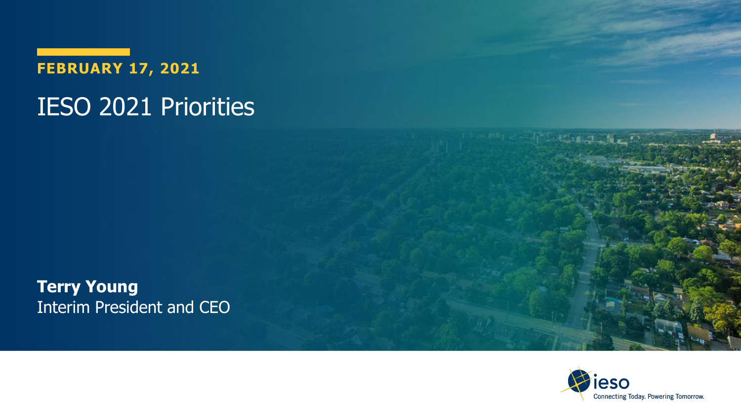**FEBRUARY 17, 2021**

# IESO 2021 Priorities

**Terry Young**
Interim President and CEO

ieso
Connecting Today. Powering Tomorrow.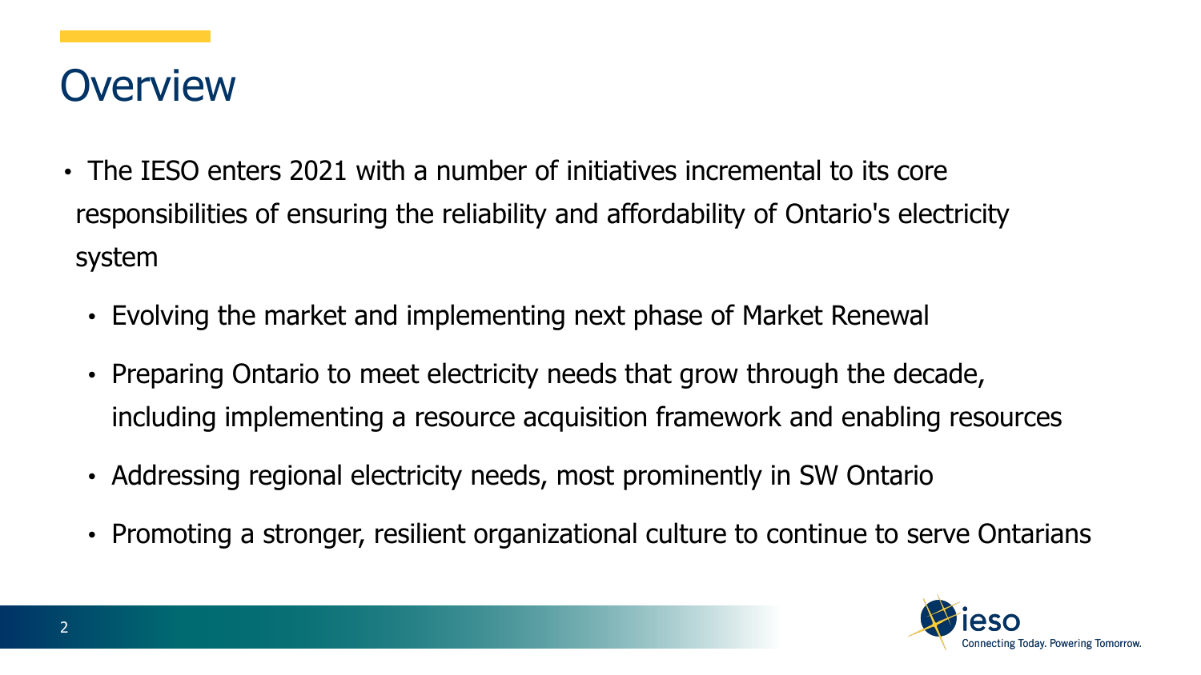# Overview

- The IESO enters 2021 with a number of initiatives incremental to its core responsibilities of ensuring the reliability and affordability of Ontario's electricity system
  - Evolving the market and implementing next phase of Market Renewal
  - Preparing Ontario to meet electricity needs that grow through the decade, including implementing a resource acquisition framework and enabling resources
  - Addressing regional electricity needs, most prominently in SW Ontario
  - Promoting a stronger, resilient organizational culture to continue to serve Ontarians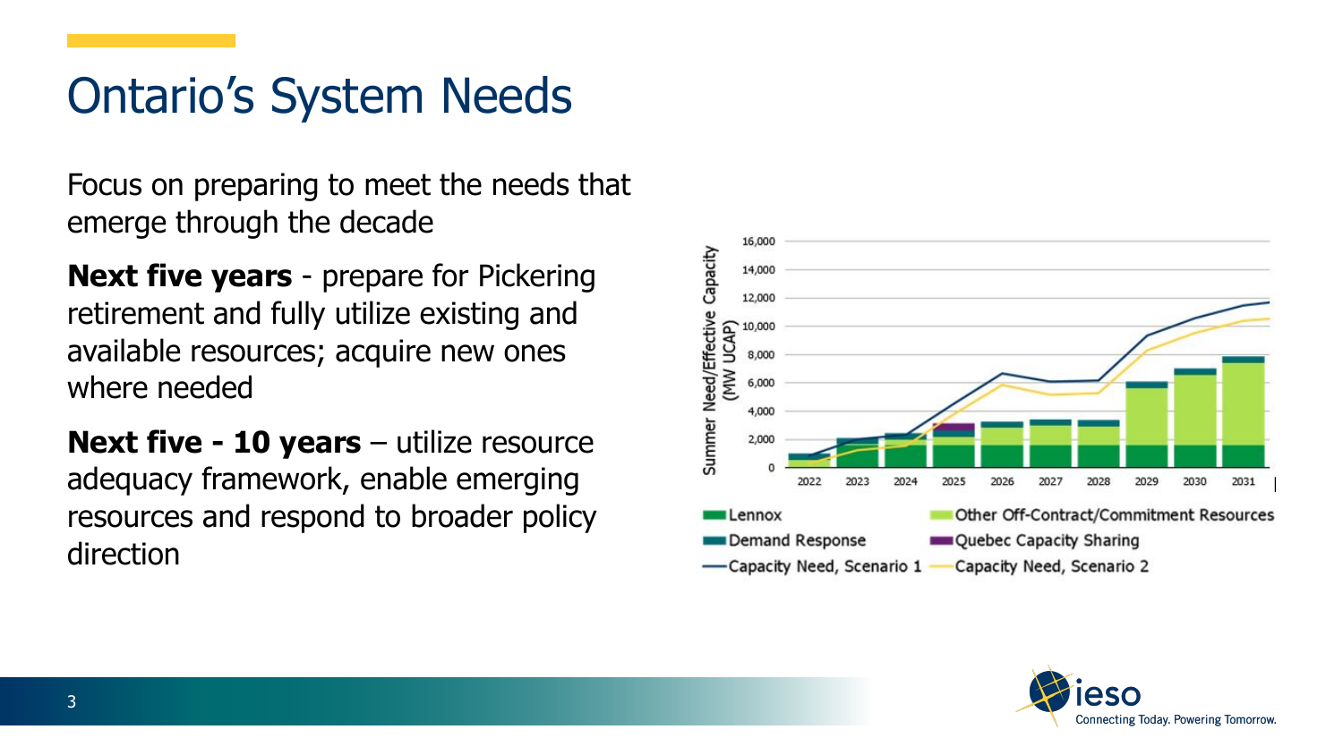# Ontario's System Needs

Focus on preparing to meet the needs that emerge through the decade

**Next five years** - prepare for Pickering retirement and fully utilize existing and available resources; acquire new ones where needed

**Next five - 10 years** – utilize resource adequacy framework, enable emerging resources and respond to broader policy direction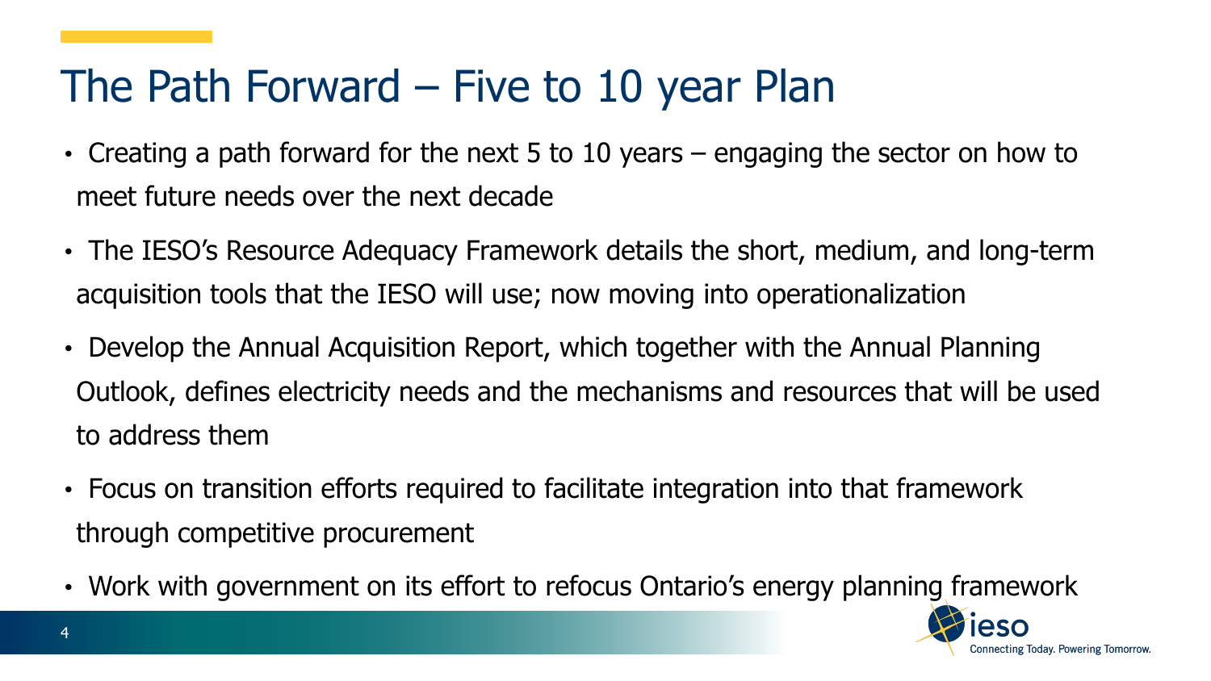# The Path Forward – Five to 10 year Plan

- Creating a path forward for the next 5 to 10 years – engaging the sector on how to meet future needs over the next decade
- The IESO's Resource Adequacy Framework details the short, medium, and long-term acquisition tools that the IESO will use; now moving into operationalization
- Develop the Annual Acquisition Report, which together with the Annual Planning Outlook, defines electricity needs and the mechanisms and resources that will be used to address them
- Focus on transition efforts required to facilitate integration into that framework through competitive procurement
- Work with government on its effort to refocus Ontario's energy planning framework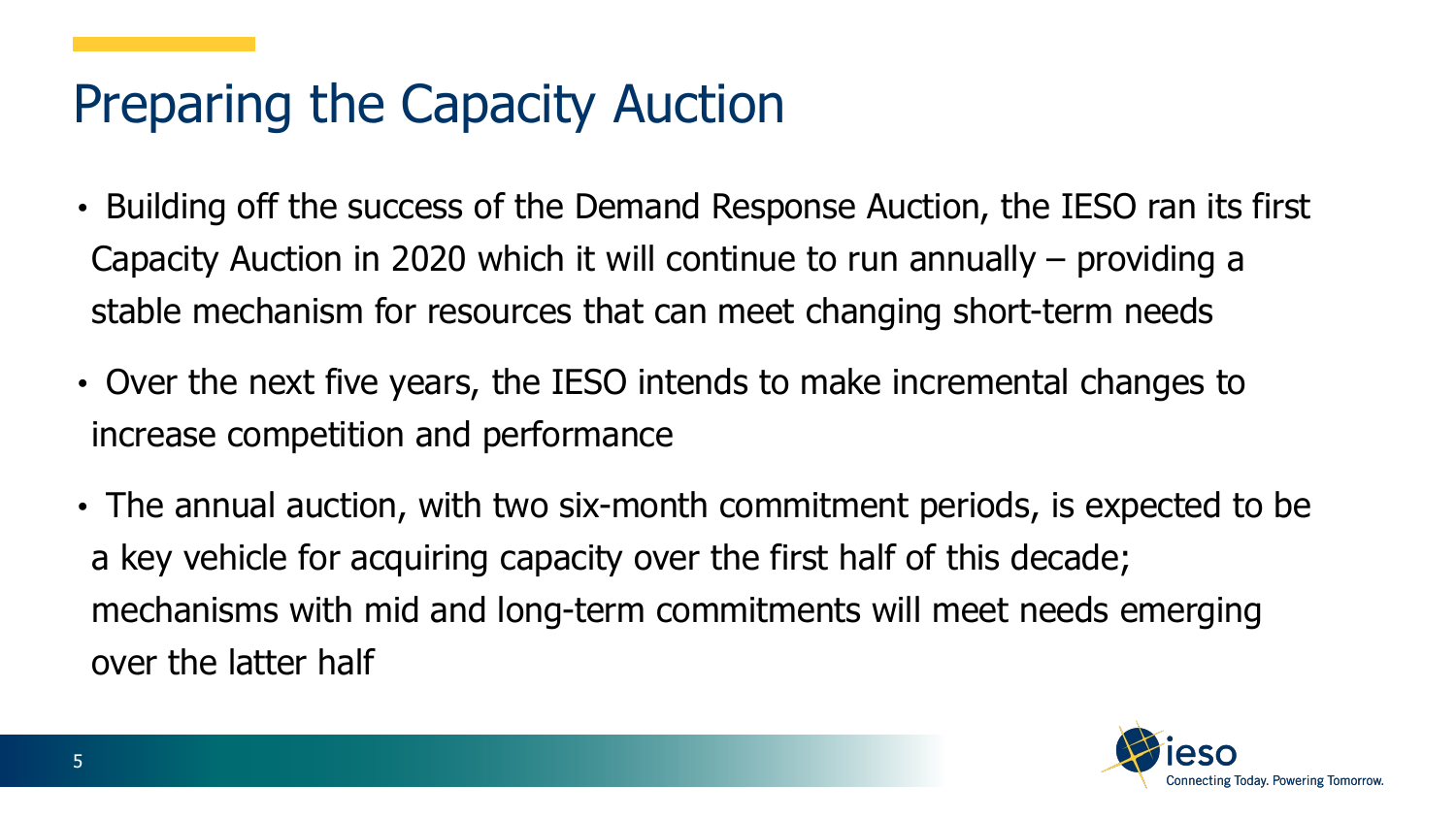# Preparing the Capacity Auction

- Building off the success of the Demand Response Auction, the IESO ran its first Capacity Auction in 2020 which it will continue to run annually – providing a stable mechanism for resources that can meet changing short-term needs
- Over the next five years, the IESO intends to make incremental changes to increase competition and performance
- The annual auction, with two six-month commitment periods, is expected to be a key vehicle for acquiring capacity over the first half of this decade; mechanisms with mid and long-term commitments will meet needs emerging over the latter half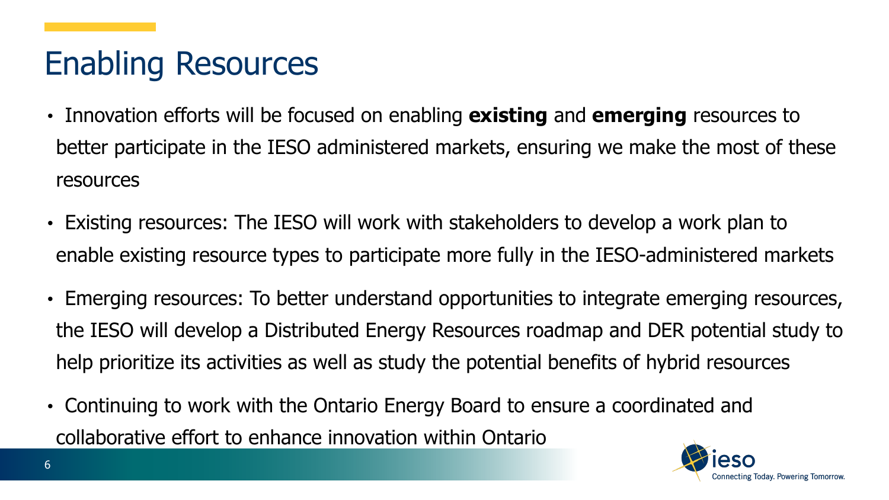# Enabling Resources

- Innovation efforts will be focused on enabling **existing** and **emerging** resources to better participate in the IESO administered markets, ensuring we make the most of these resources
- Existing resources: The IESO will work with stakeholders to develop a work plan to enable existing resource types to participate more fully in the IESO-administered markets
- Emerging resources: To better understand opportunities to integrate emerging resources, the IESO will develop a Distributed Energy Resources roadmap and DER potential study to help prioritize its activities as well as study the potential benefits of hybrid resources
- Continuing to work with the Ontario Energy Board to ensure a coordinated and collaborative effort to enhance innovation within Ontario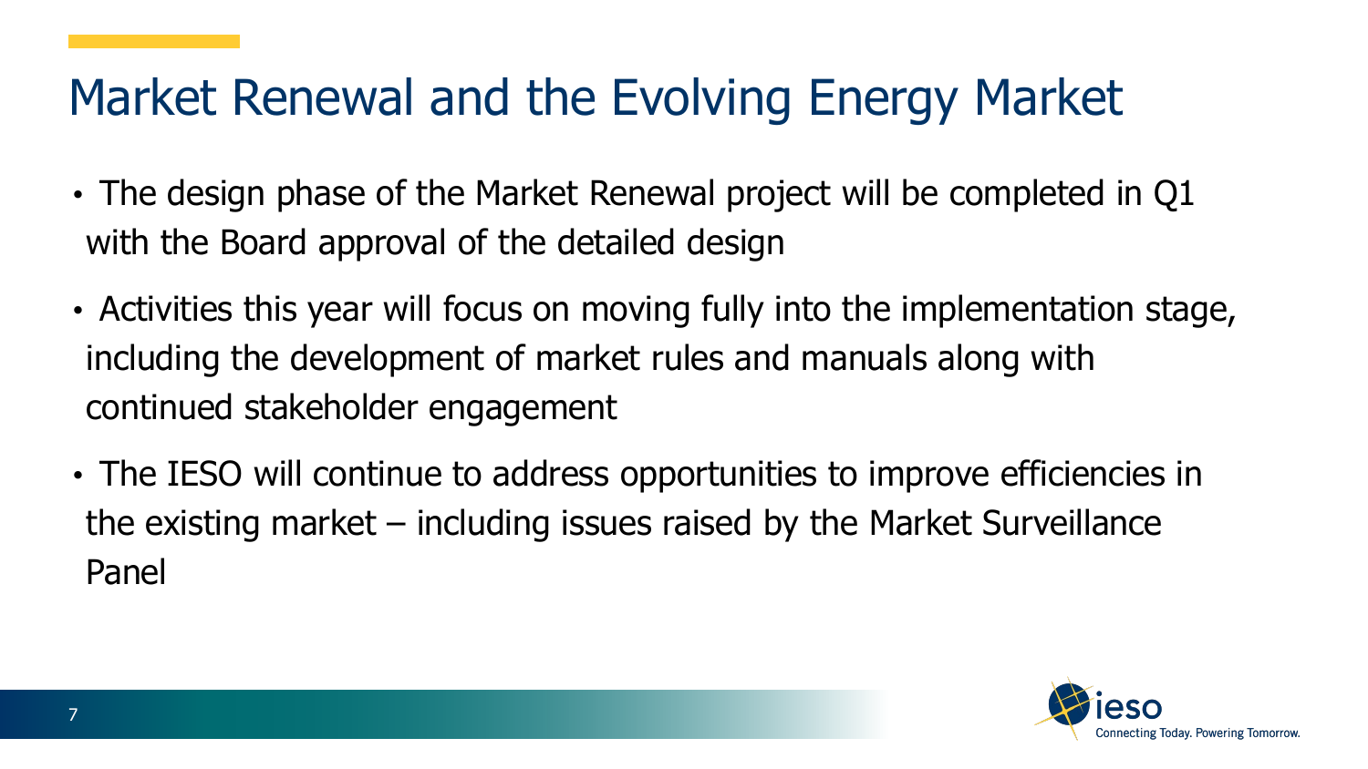# Market Renewal and the Evolving Energy Market

- The design phase of the Market Renewal project will be completed in Q1 with the Board approval of the detailed design
- Activities this year will focus on moving fully into the implementation stage, including the development of market rules and manuals along with continued stakeholder engagement
- The IESO will continue to address opportunities to improve efficiencies in the existing market – including issues raised by the Market Surveillance Panel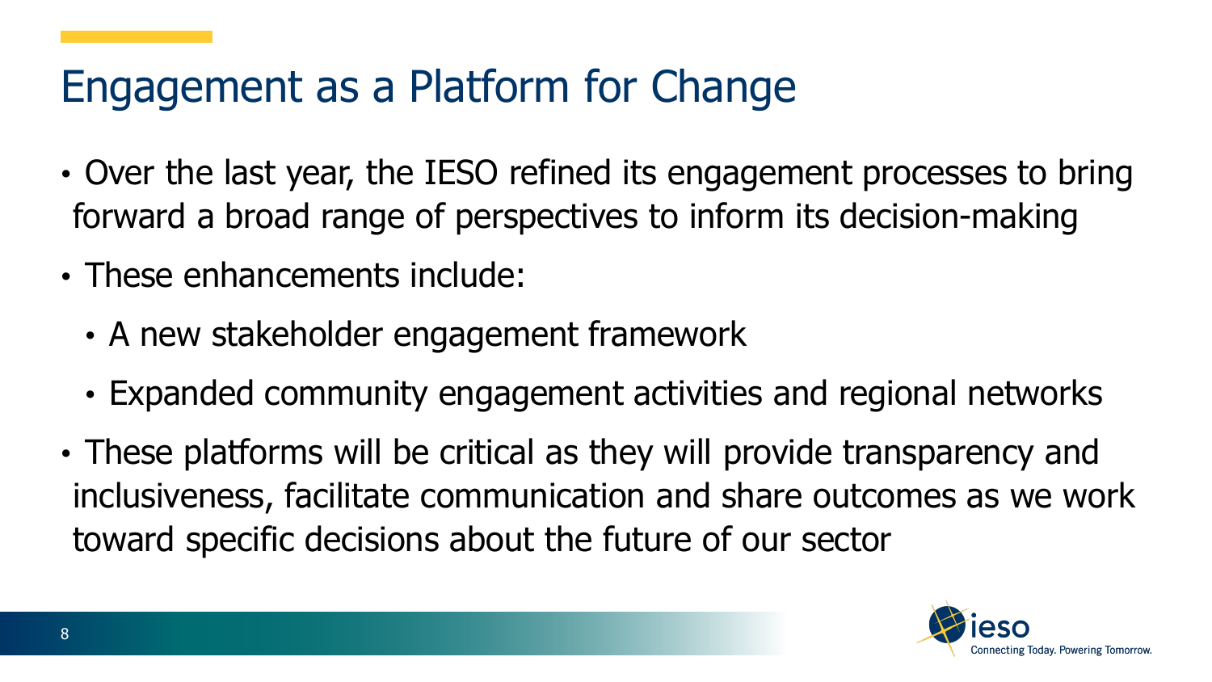# Engagement as a Platform for Change

- Over the last year, the IESO refined its engagement processes to bring forward a broad range of perspectives to inform its decision-making
- These enhancements include:
  - A new stakeholder engagement framework
  - Expanded community engagement activities and regional networks
- These platforms will be critical as they will provide transparency and inclusiveness, facilitate communication and share outcomes as we work toward specific decisions about the future of our sector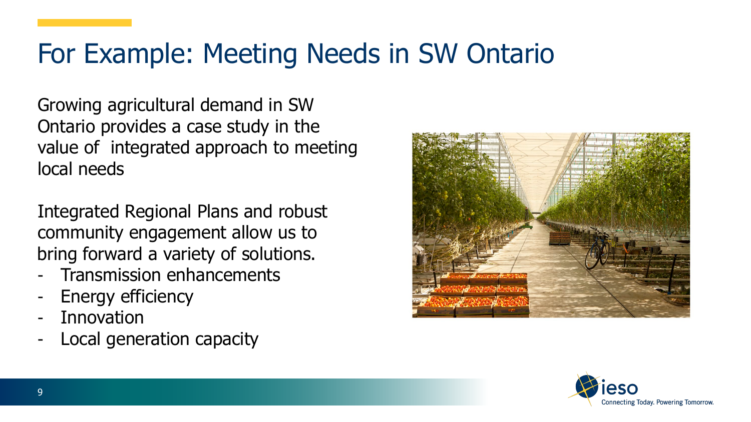# For Example: Meeting Needs in SW Ontario

Growing agricultural demand in SW Ontario provides a case study in the value of integrated approach to meeting local needs

Integrated Regional Plans and robust community engagement allow us to bring forward a variety of solutions.

- Transmission enhancements
- Energy efficiency
- Innovation
- Local generation capacity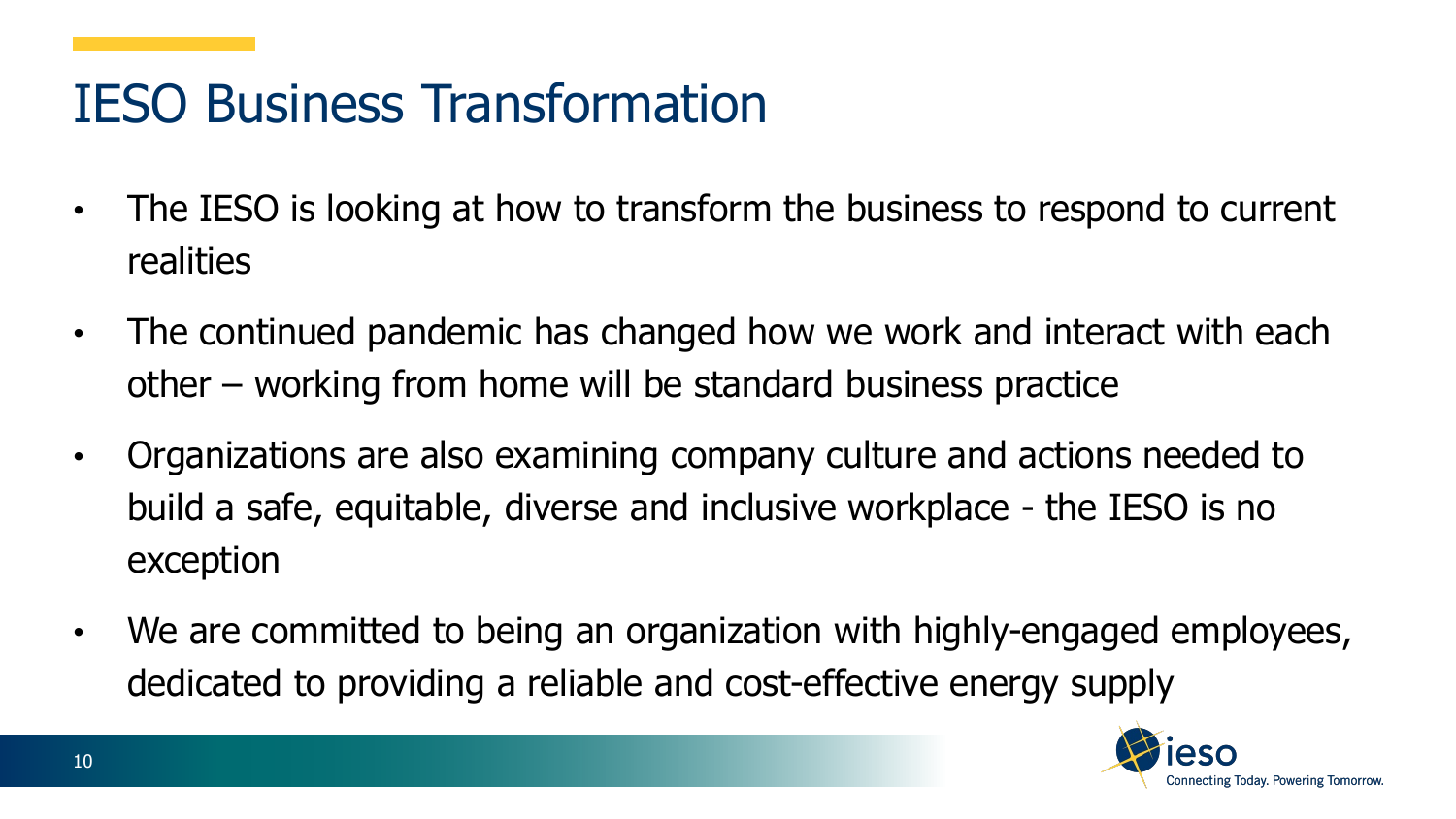# IESO Business Transformation

- The IESO is looking at how to transform the business to respond to current realities
- The continued pandemic has changed how we work and interact with each other – working from home will be standard business practice
- Organizations are also examining company culture and actions needed to build a safe, equitable, diverse and inclusive workplace - the IESO is no exception
- We are committed to being an organization with highly-engaged employees, dedicated to providing a reliable and cost-effective energy supply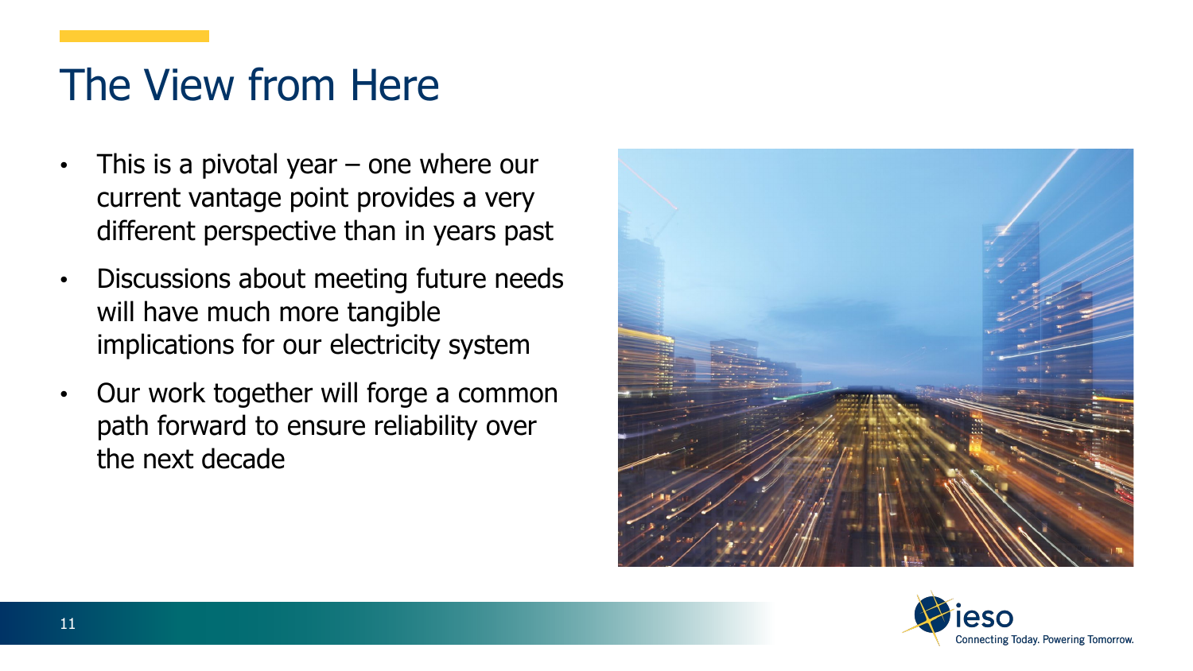# The View from Here

- This is a pivotal year – one where our current vantage point provides a very different perspective than in years past
- Discussions about meeting future needs will have much more tangible implications for our electricity system
- Our work together will forge a common path forward to ensure reliability over the next decade